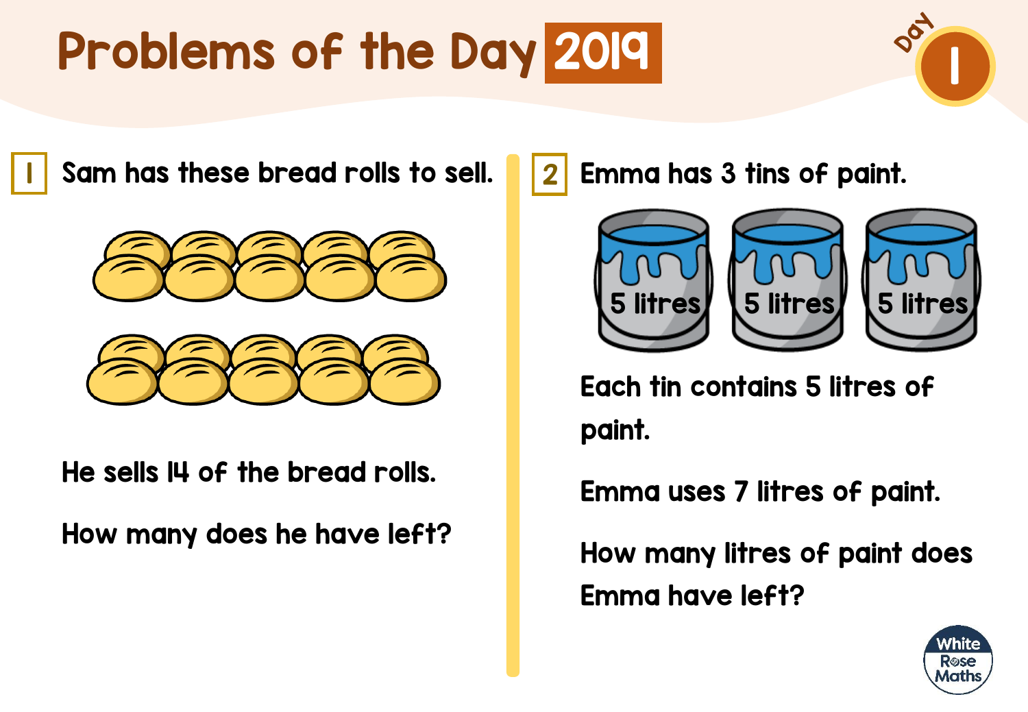# Problems of the Day 2019

Day 1

**1** Sam has these bread rolls to sell.

He sells 14 of the bread rolls.

How many does he have left?

**2** Emma has 3 tins of paint.

5 litres | 5 litres | 5 litres

Each tin contains 5 litres of paint.

Emma uses 7 litres of paint.

How many litres of paint does Emma have left?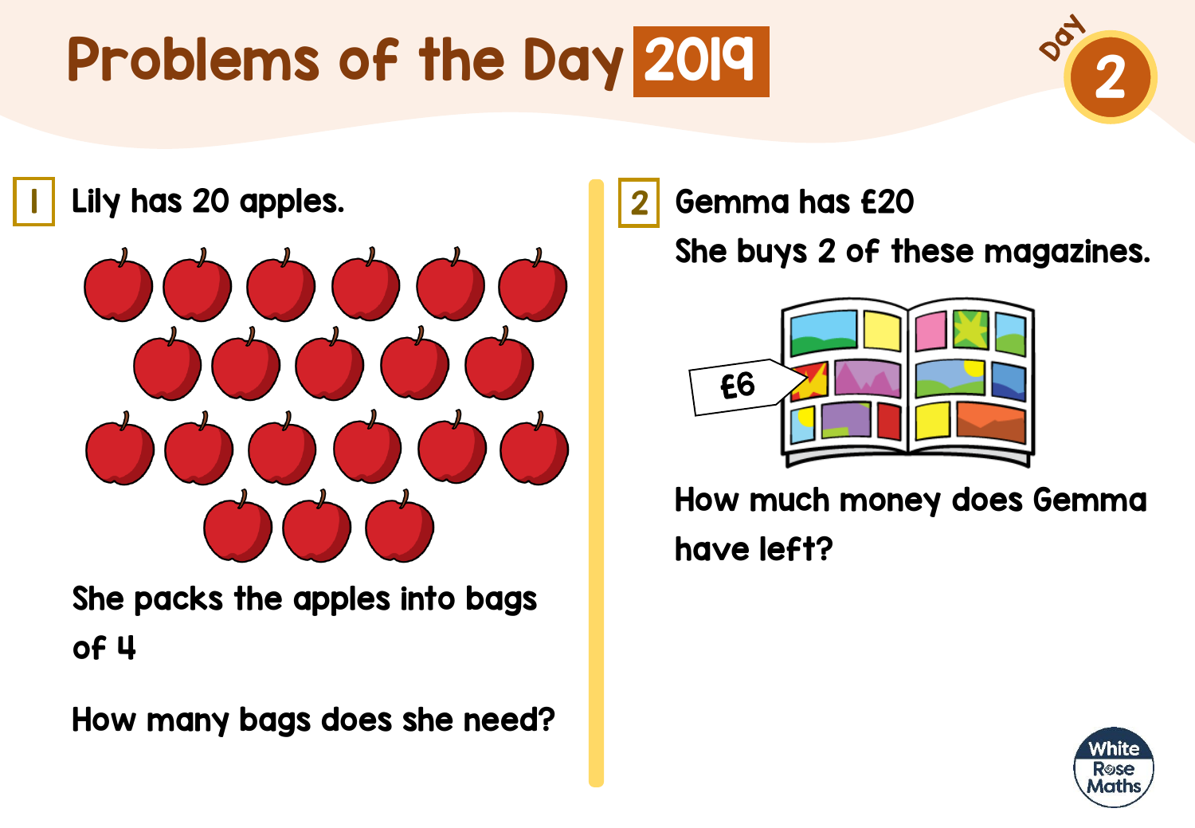# Problems of the Day 2019

Day 2

**1** Lily has 20 apples.

She packs the apples into bags of 4

How many bags does she need?

**2** Gemma has £20

She buys 2 of these magazines.

£6

How much money does Gemma have left?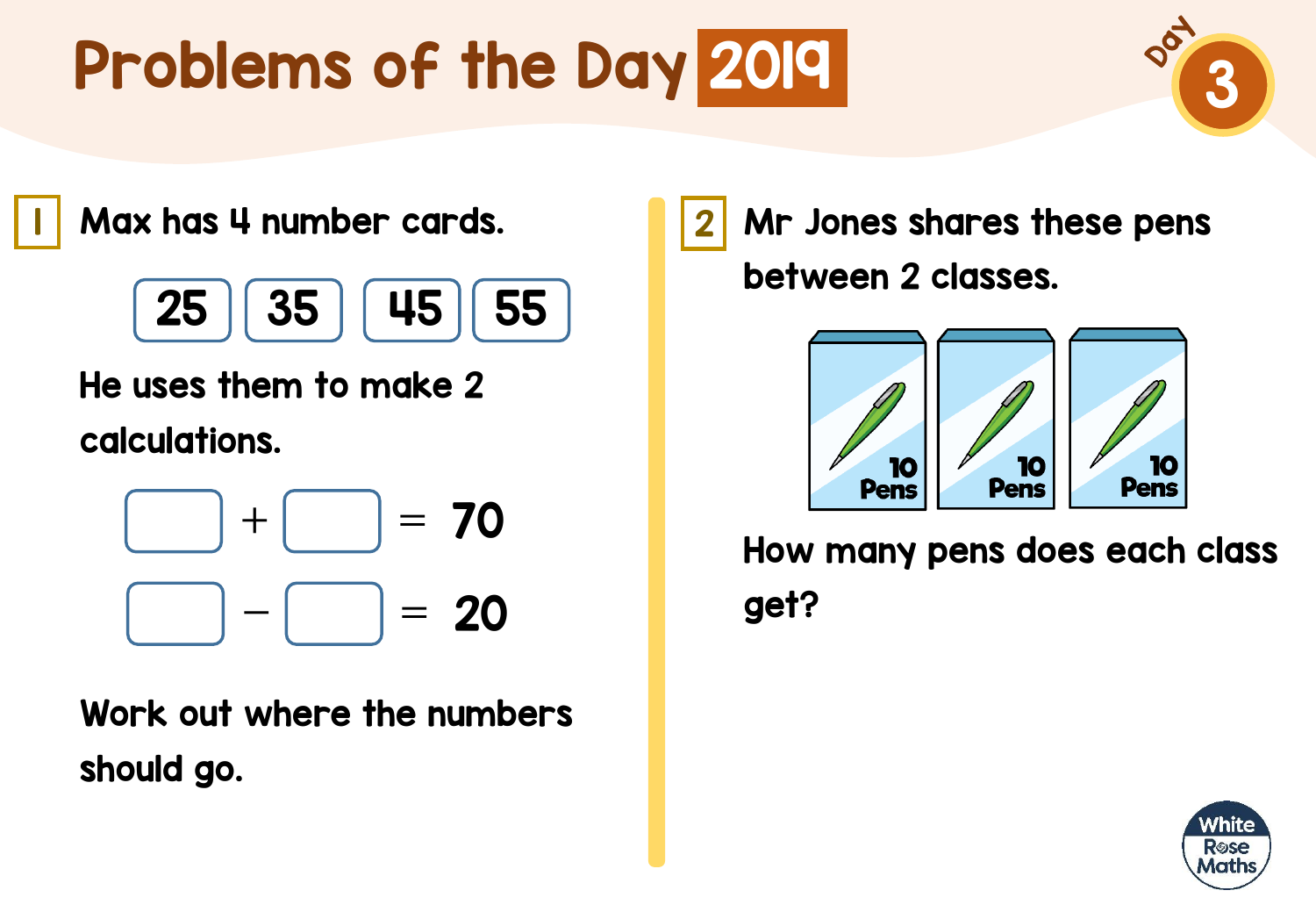# Problems of the Day 2019

Day 3

## 1

Max has 4 number cards.

| 25 | 35 | 45 | 55 |
|---|---|---|---|

He uses them to make 2 calculations.

$$\square + \square = 70$$

$$\square - \square = 20$$

Work out where the numbers should go.

## 2

Mr Jones shares these pens between 2 classes.

10 Pens | 10 Pens | 10 Pens

How many pens does each class get?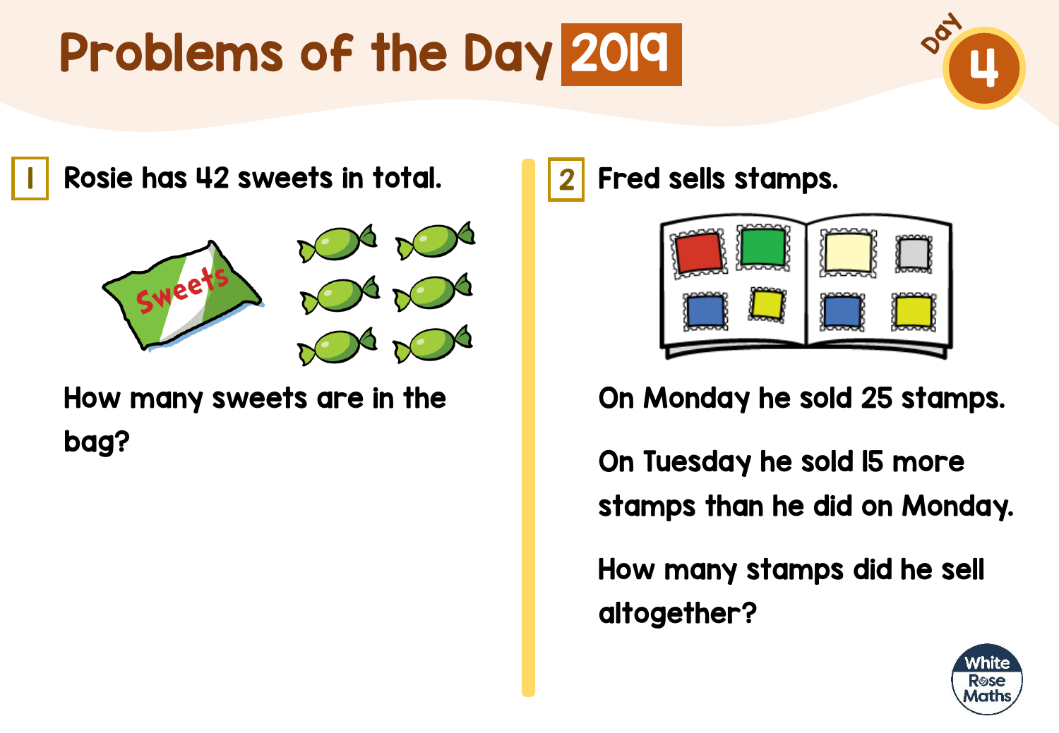# Problems of the Day 2019

Day 4

**1** Rosie has 42 sweets in total.

How many sweets are in the bag?

**2** Fred sells stamps.

On Monday he sold 25 stamps.

On Tuesday he sold 15 more stamps than he did on Monday.

How many stamps did he sell altogether?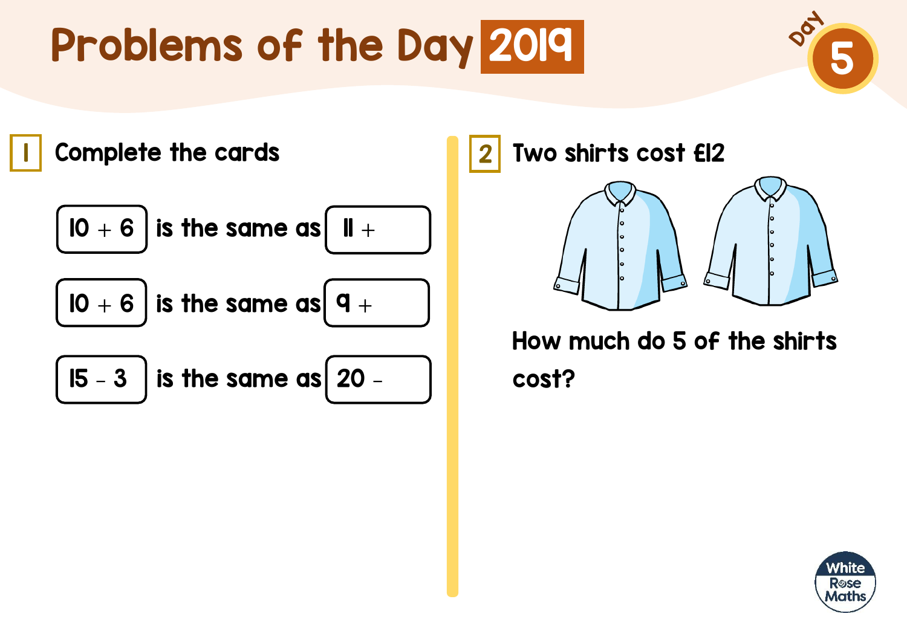# Problems of the Day 2019

Day 5

## 1 Complete the cards

| | | |
|---|---|---|
| 10 + 6 | is the same as | 11 + |
| 10 + 6 | is the same as | 9 + |
| 15 − 3 | is the same as | 20 − |

## 2 Two shirts cost £12

How much do 5 of the shirts cost?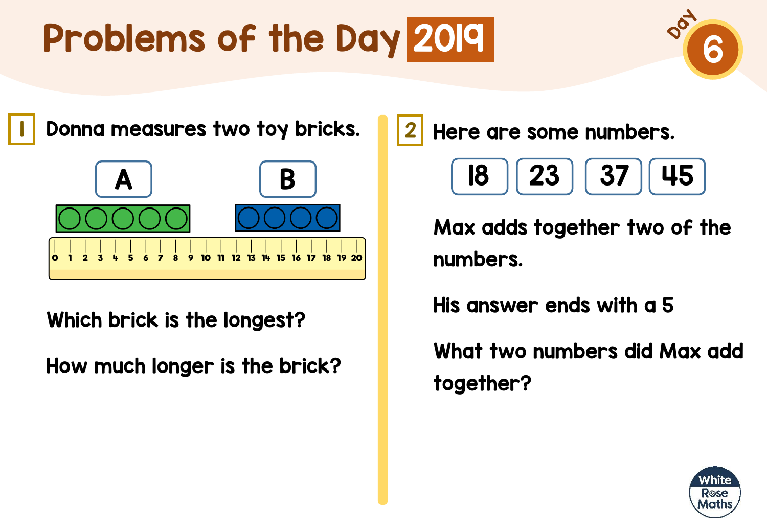# Problems of the Day 2019

Day 6

## 1

Donna measures two toy bricks.

A

B

0 1 2 3 4 5 6 7 8 9 10 11 12 13 14 15 16 17 18 19 20

Which brick is the longest?

How much longer is the brick?

## 2

Here are some numbers.

| 18 | 23 | 37 | 45 |
|---|---|---|---|

Max adds together two of the numbers.

His answer ends with a 5

What two numbers did Max add together?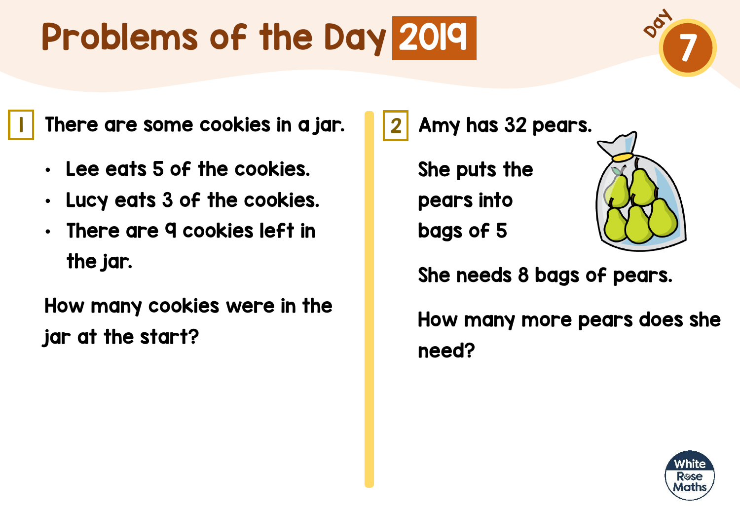# Problems of the Day 2019

Day 7

**1** There are some cookies in a jar.

- Lee eats 5 of the cookies.
- Lucy eats 3 of the cookies.
- There are 9 cookies left in the jar.

How many cookies were in the jar at the start?

**2** Amy has 32 pears.

She puts the pears into bags of 5

She needs 8 bags of pears.

How many more pears does she need?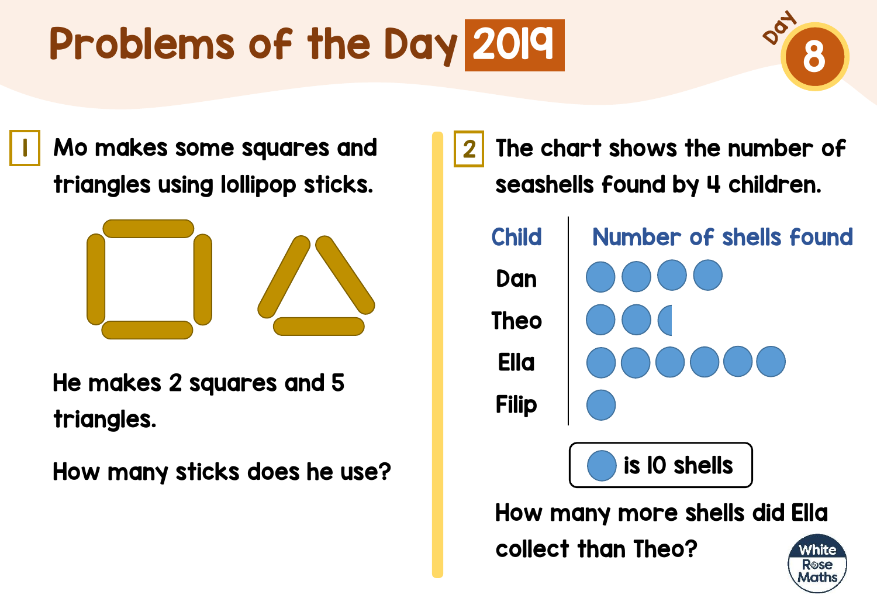# Problems of the Day 2019

Day 8

**1** Mo makes some squares and triangles using lollipop sticks.

He makes 2 squares and 5 triangles.

How many sticks does he use?

**2** The chart shows the number of seashells found by 4 children.

| Child | Number of shells found |
|---|---|
| Dan | ● ● ● ● |
| Theo | ● ● ◐ |
| Ella | ● ● ● ● ● ● |
| Filip | ● |

● is 10 shells

How many more shells did Ella collect than Theo?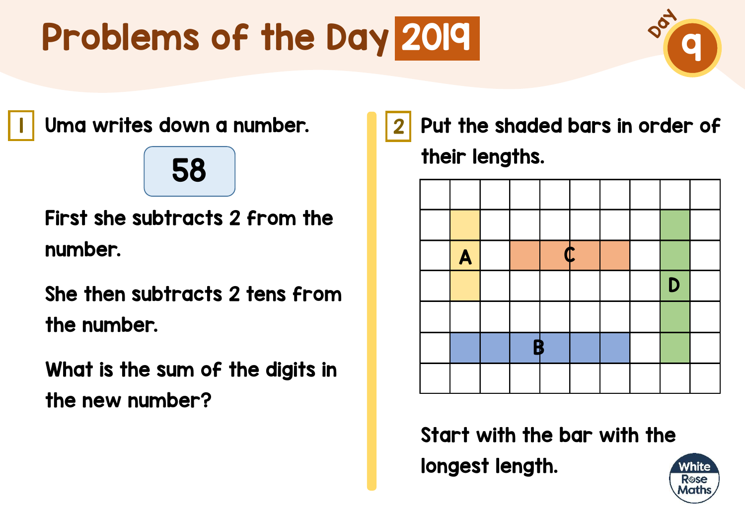# Problems of the Day 2019

Day 9

**1** Uma writes down a number.

58

First she subtracts 2 from the number.

She then subtracts 2 tens from the number.

What is the sum of the digits in the new number?

**2** Put the shaded bars in order of their lengths.

|  |  |  |  |  |  |  |  |  |  |
|---|---|---|---|---|---|---|---|---|---|
|  |  |  |  |  |  |  |  |  |  |
|  |  |  |  |  |  |  |  |  |  |
|  | A |  |  |  | C |  |  |  |  |
|  |  |  |  |  |  |  |  | D |  |
|  |  |  |  |  |  |  |  |  |  |
|  |  |  | B |  |  |  |  |  |  |
|  |  |  |  |  |  |  |  |  |  |

Start with the bar with the longest length.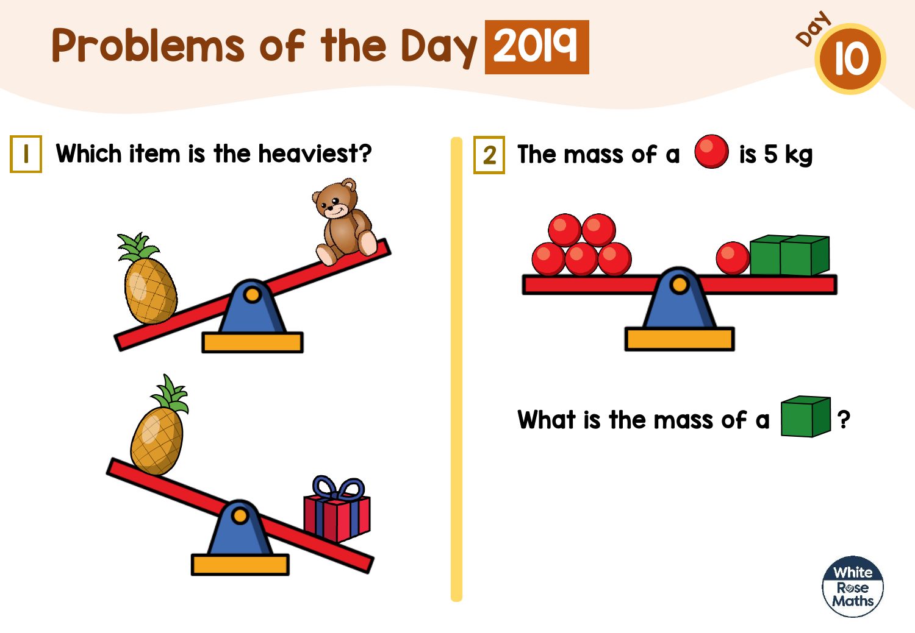# Problems of the Day 2019

Day 10

**1** Which item is the heaviest?

**2** The mass of a [red ball] is 5 kg

What is the mass of a [green cube] ?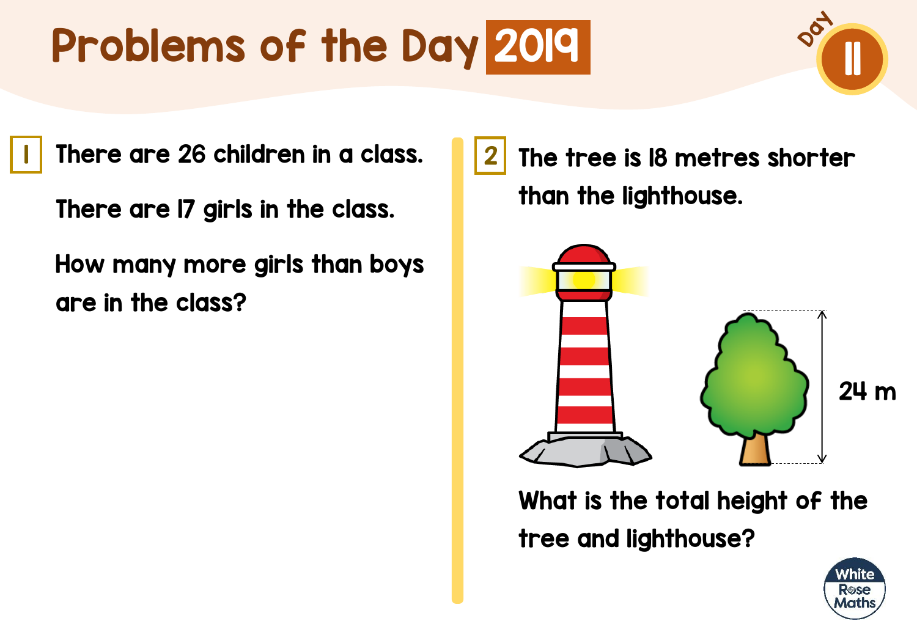# Problems of the Day 2019

Day 11

**1** There are 26 children in a class.

There are 17 girls in the class.

How many more girls than boys are in the class?

**2** The tree is 18 metres shorter than the lighthouse.

24 m

What is the total height of the tree and lighthouse?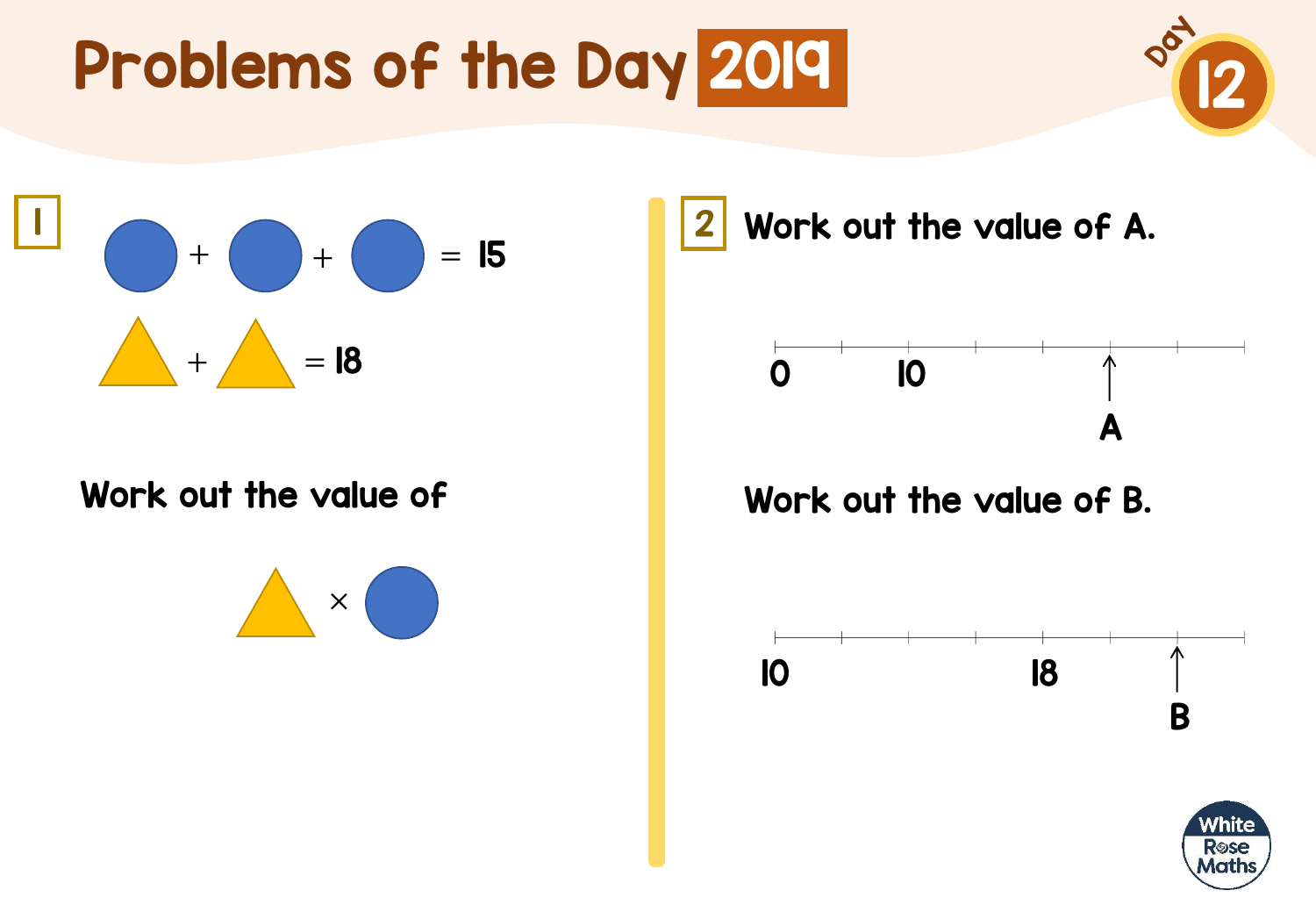# Problems of the Day 2019

Day 12

## 1

● + ● + ● = 15

▲ + ▲ = 18

Work out the value of

▲ × ●

## 2

Work out the value of A.

0 &nbsp;&nbsp;&nbsp; 10 &nbsp;&nbsp;&nbsp; ↑ A

Work out the value of B.

10 &nbsp;&nbsp;&nbsp; 18 &nbsp;&nbsp;&nbsp; ↑ B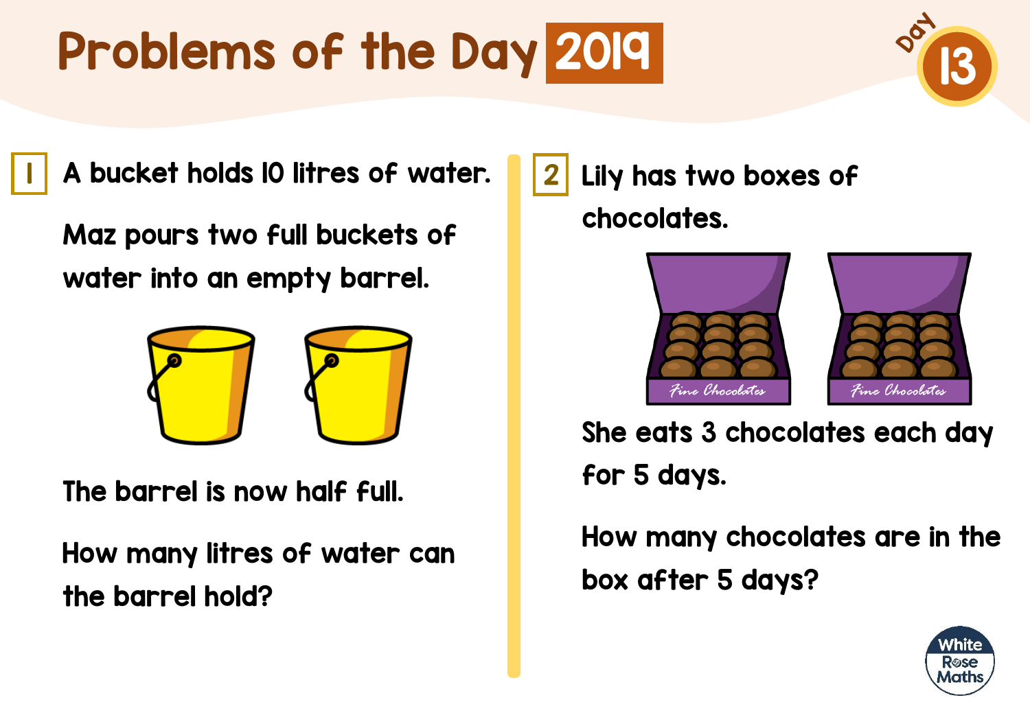# Problems of the Day 2019

Day 13

**1** A bucket holds 10 litres of water.

Maz pours two full buckets of water into an empty barrel.

The barrel is now half full.

How many litres of water can the barrel hold?

**2** Lily has two boxes of chocolates.

Fine Chocolates

Fine Chocolates

She eats 3 chocolates each day for 5 days.

How many chocolates are in the box after 5 days?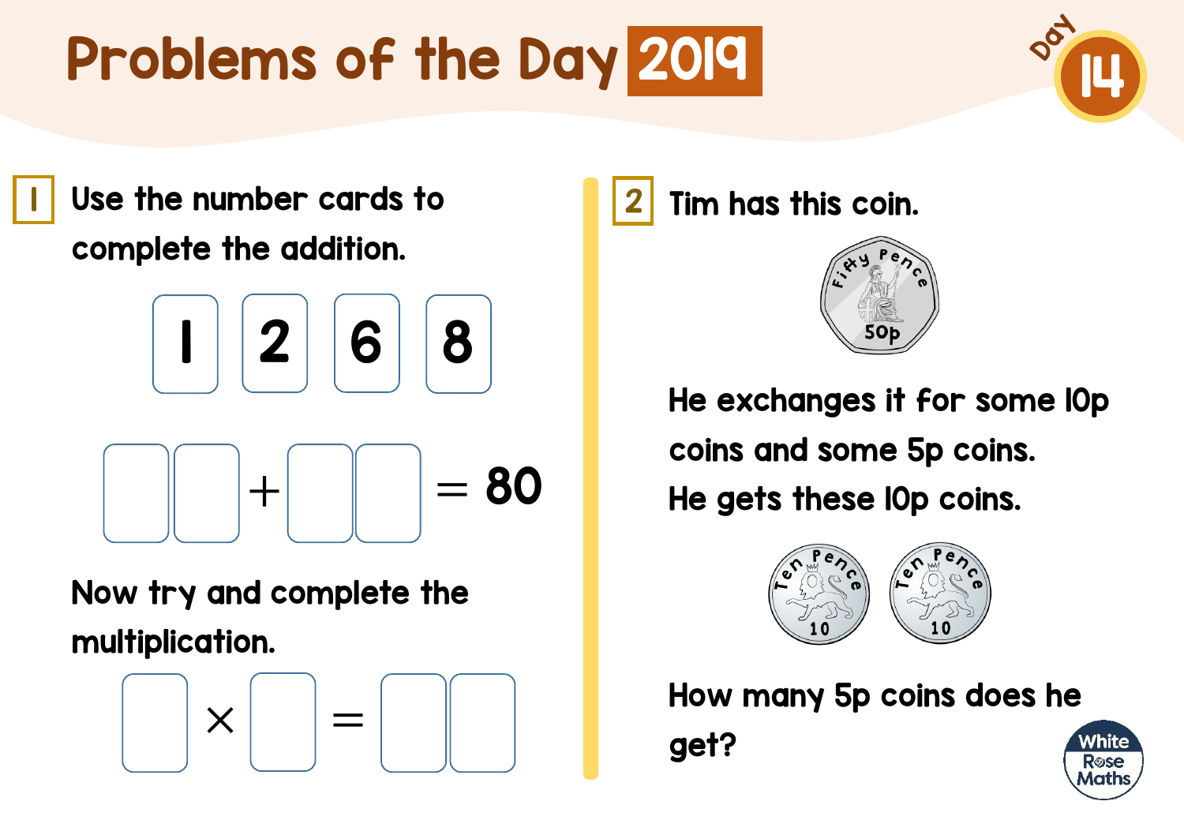# Problems of the Day 2019

Day 14

**1** Use the number cards to complete the addition.

| 1 | 2 | 6 | 8 |
|---|---|---|---|

$$\square\square + \square\square = 80$$

Now try and complete the multiplication.

$$\square \times \square = \square\square$$

**2** Tim has this coin.

50p

He exchanges it for some 10p coins and some 5p coins.
He gets these 10p coins.

10p 10p

How many 5p coins does he get?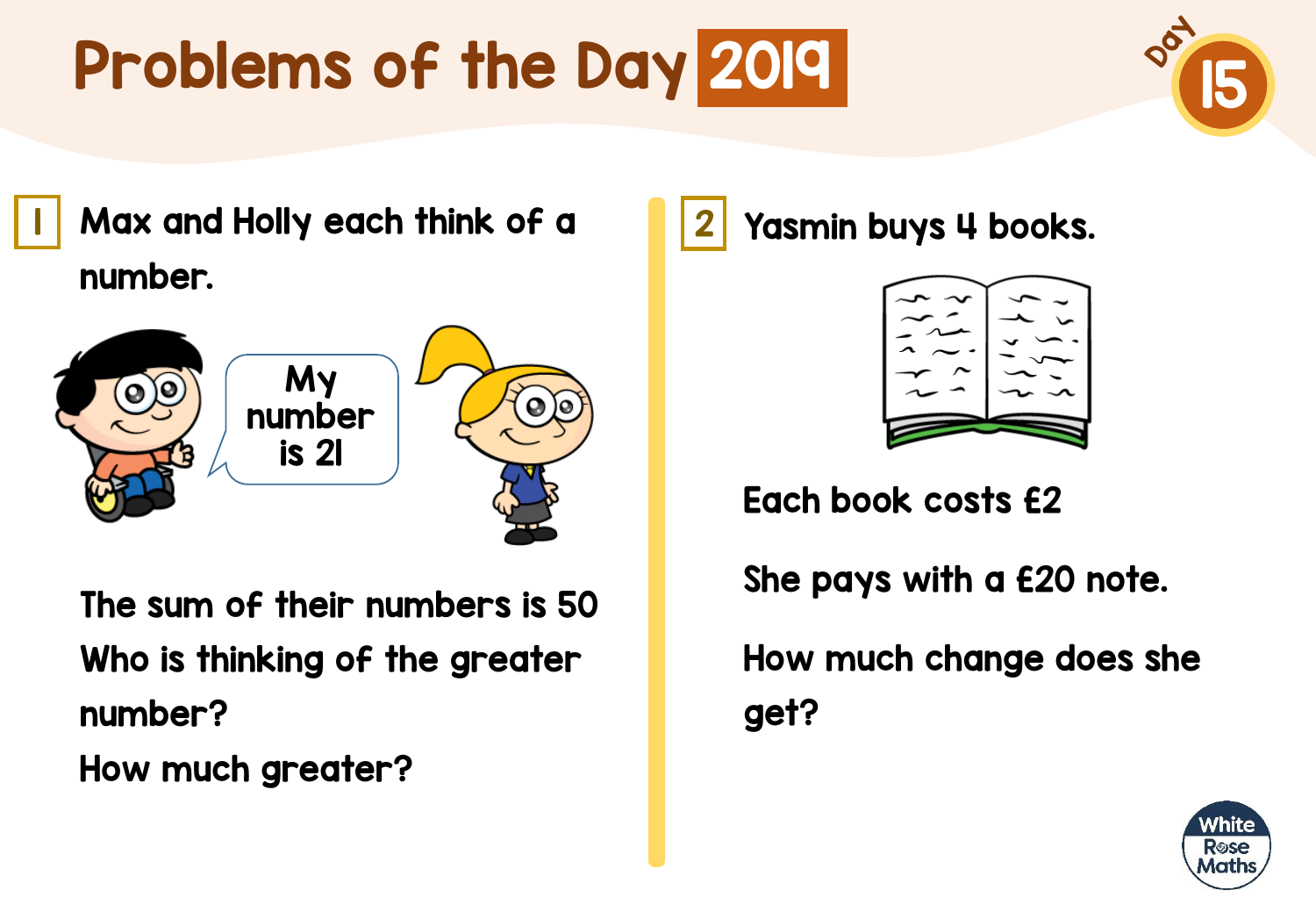# Problems of the Day 2019

Day 15

**1** Max and Holly each think of a number.

My number is 21

The sum of their numbers is 50

Who is thinking of the greater number?

How much greater?

**2** Yasmin buys 4 books.

Each book costs £2

She pays with a £20 note.

How much change does she get?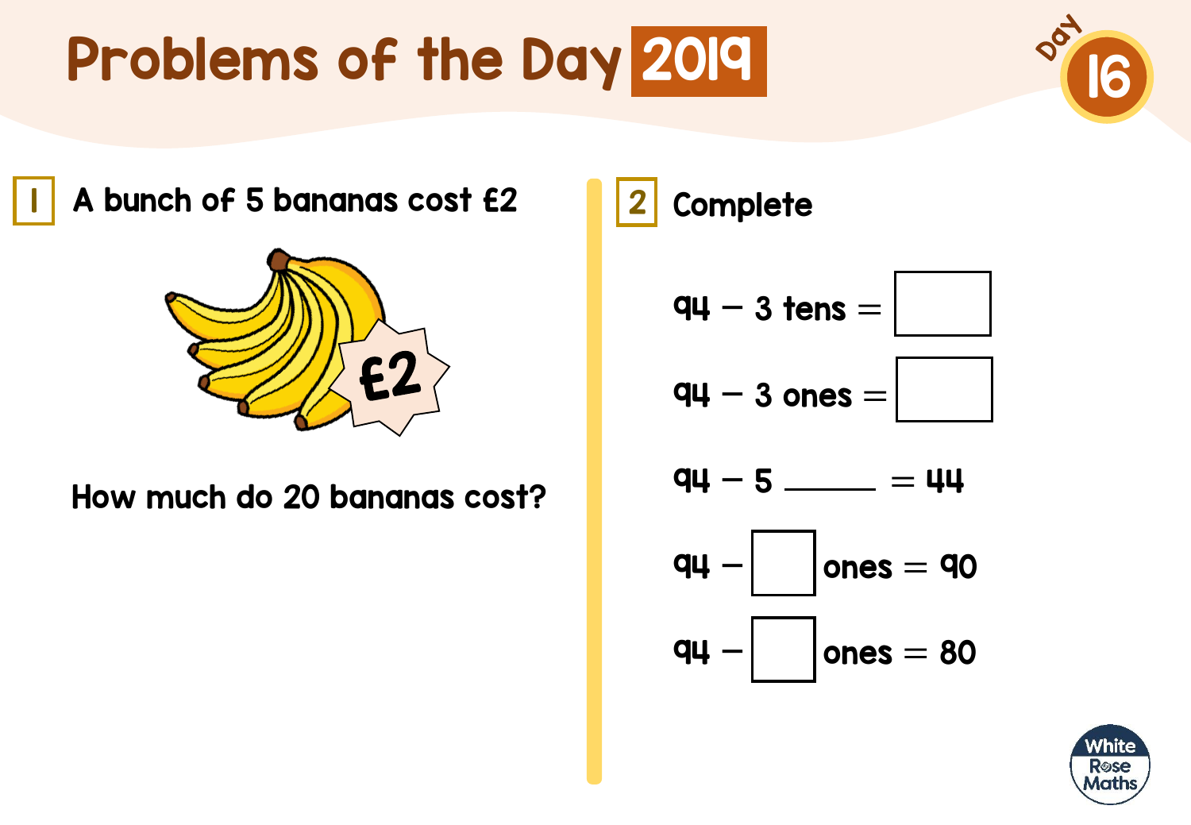# Problems of the Day 2019

Day 16

**1** A bunch of 5 bananas cost £2

£2

How much do 20 bananas cost?

**2** Complete

94 – 3 tens = ☐

94 – 3 ones = ☐

94 – 5 ______ = 44

94 – ☐ ones = 90

94 – ☐ ones = 80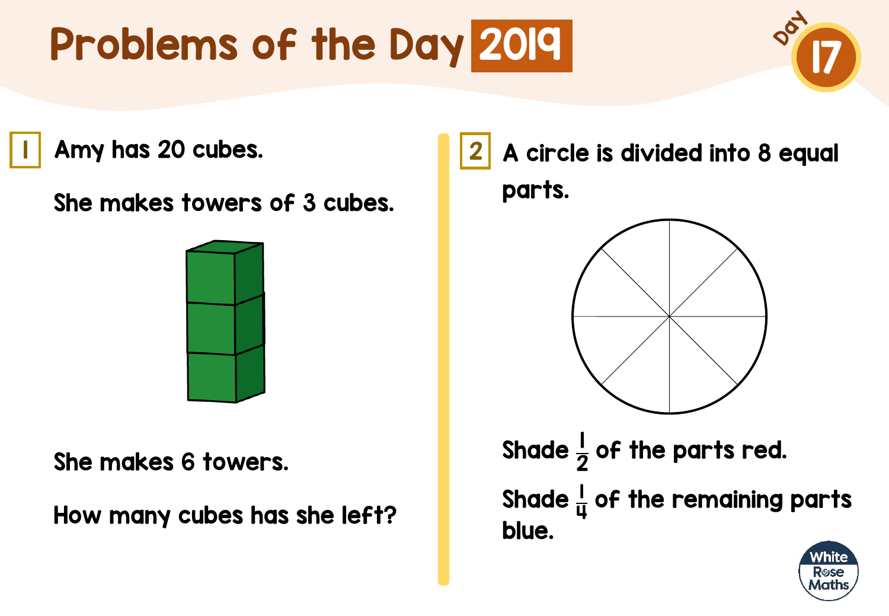# Problems of the Day 2019

Day 17

**1** Amy has 20 cubes.

She makes towers of 3 cubes.

She makes 6 towers.

How many cubes has she left?

**2** A circle is divided into 8 equal parts.

Shade $\frac{1}{2}$ of the parts red.

Shade $\frac{1}{4}$ of the remaining parts blue.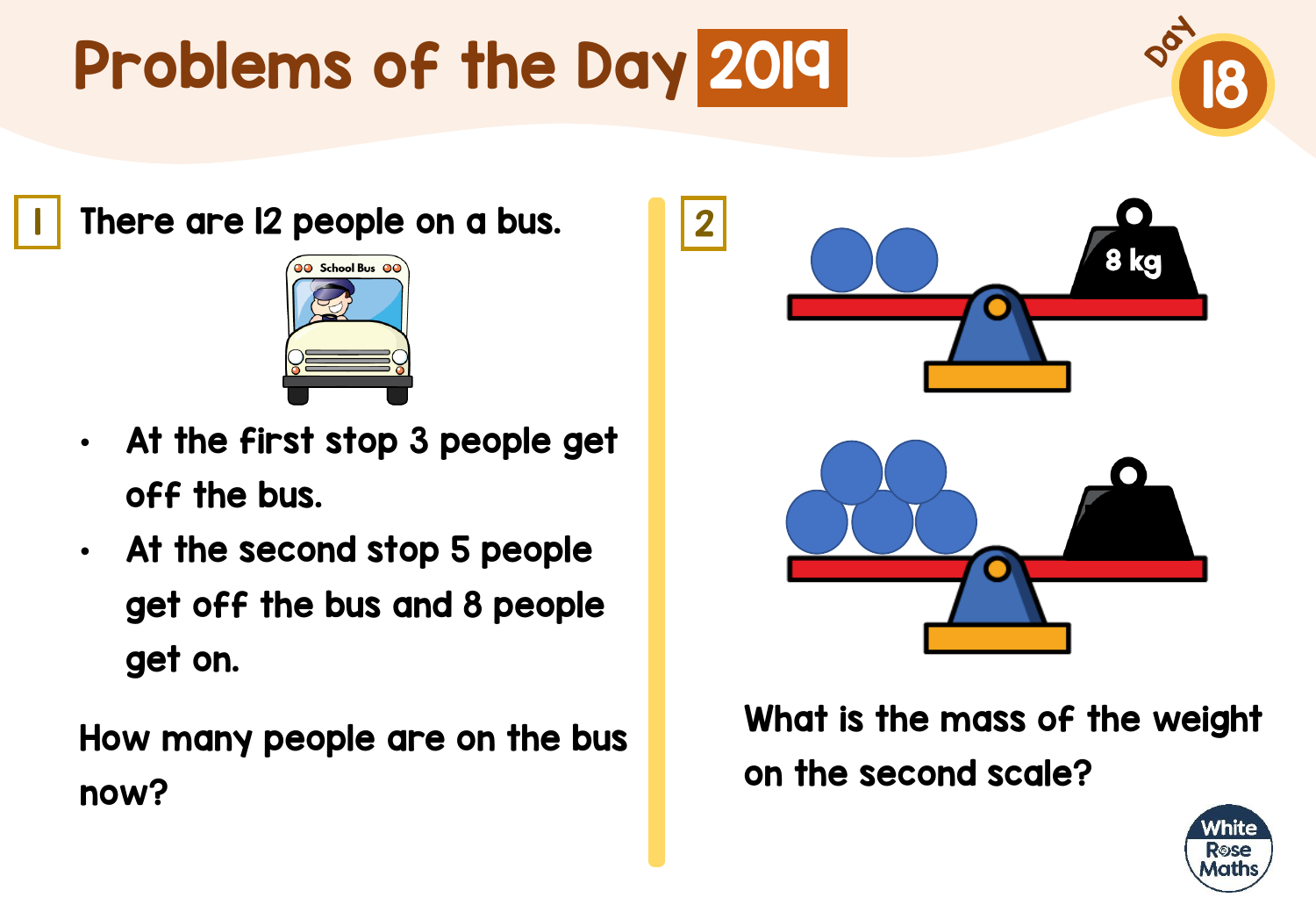# Problems of the Day 2019

Day 18

**1** There are 12 people on a bus.

- At the first stop 3 people get off the bus.
- At the second stop 5 people get off the bus and 8 people get on.

How many people are on the bus now?

**2**

8 kg

What is the mass of the weight on the second scale?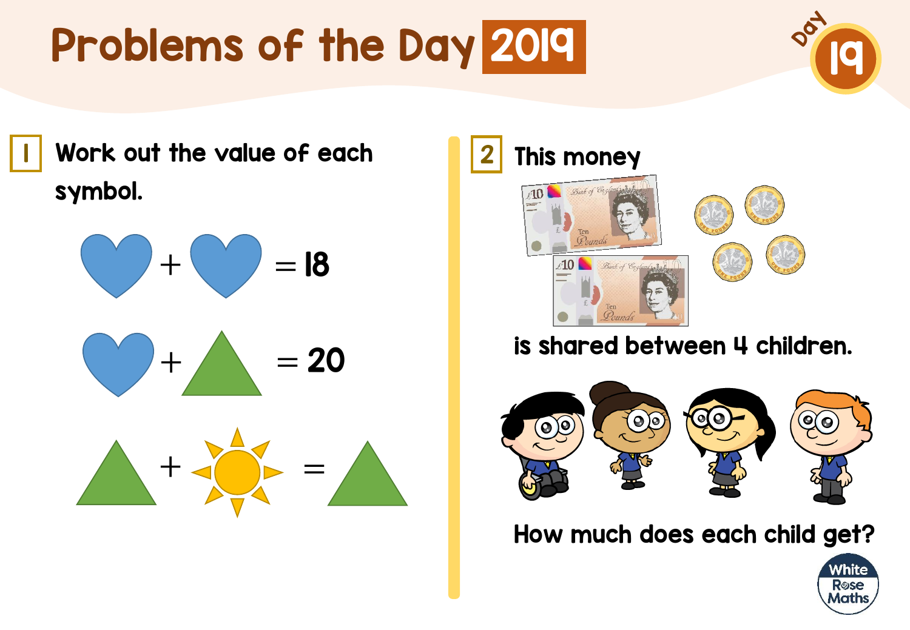# Problems of the Day 2019

Day 19

## 1

Work out the value of each symbol.

♥ + ♥ = 18

♥ + ▲ = 20

▲ + ☀ = ▲

## 2

This money

is shared between 4 children.

How much does each child get?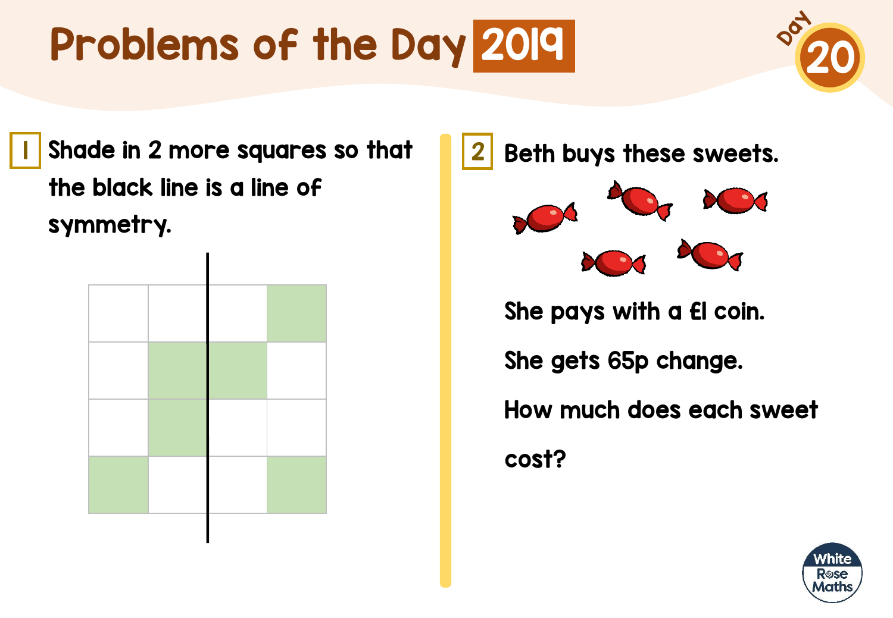# Problems of the Day 2019

Day 20

**1** Shade in 2 more squares so that the black line is a line of symmetry.

**2** Beth buys these sweets.

She pays with a £1 coin.

She gets 65p change.

How much does each sweet cost?